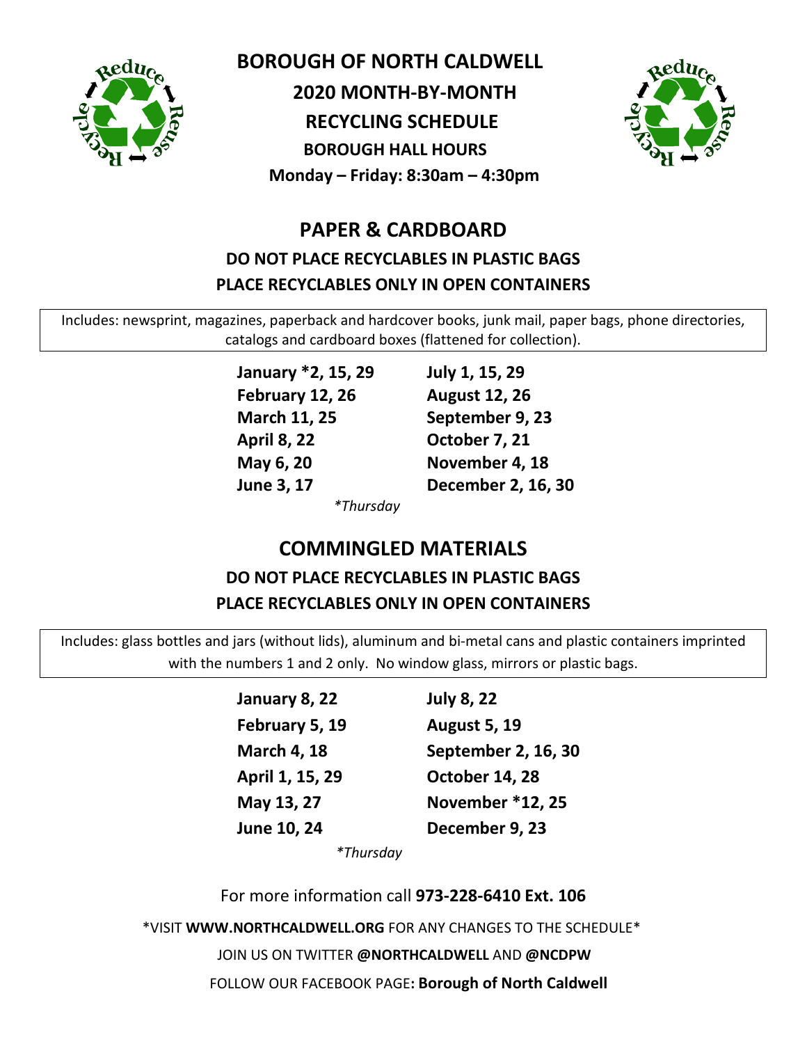# BOROUGH OF NORTH CALDWELL

## 2020 MONTH-BY-MONTH RECYCLING SCHEDULE

**BOROUGH HALL HOURS**

**Monday – Friday: 8:30am – 4:30pm**

## PAPER & CARDBOARD

**DO NOT PLACE RECYCLABLES IN PLASTIC BAGS**

**PLACE RECYCLABLES ONLY IN OPEN CONTAINERS**

Includes: newsprint, magazines, paperback and hardcover books, junk mail, paper bags, phone directories, catalogs and cardboard boxes (flattened for collection).

| | |
|---|---|
| **January *2, 15, 29** | **July 1, 15, 29** |
| **February 12, 26** | **August 12, 26** |
| **March 11, 25** | **September 9, 23** |
| **April 8, 22** | **October 7, 21** |
| **May 6, 20** | **November 4, 18** |
| **June 3, 17** | **December 2, 16, 30** |

*\*Thursday*

## COMMINGLED MATERIALS

**DO NOT PLACE RECYCLABLES IN PLASTIC BAGS**

**PLACE RECYCLABLES ONLY IN OPEN CONTAINERS**

Includes: glass bottles and jars (without lids), aluminum and bi-metal cans and plastic containers imprinted with the numbers 1 and 2 only. No window glass, mirrors or plastic bags.

| | |
|---|---|
| **January 8, 22** | **July 8, 22** |
| **February 5, 19** | **August 5, 19** |
| **March 4, 18** | **September 2, 16, 30** |
| **April 1, 15, 29** | **October 14, 28** |
| **May 13, 27** | **November *12, 25** |
| **June 10, 24** | **December 9, 23** |

*\*Thursday*

For more information call **973-228-6410 Ext. 106**

*VISIT **WWW.NORTHCALDWELL.ORG** FOR ANY CHANGES TO THE SCHEDULE*

JOIN US ON TWITTER **@NORTHCALDWELL** AND **@NCDPW**

FOLLOW OUR FACEBOOK PAGE**: Borough of North Caldwell**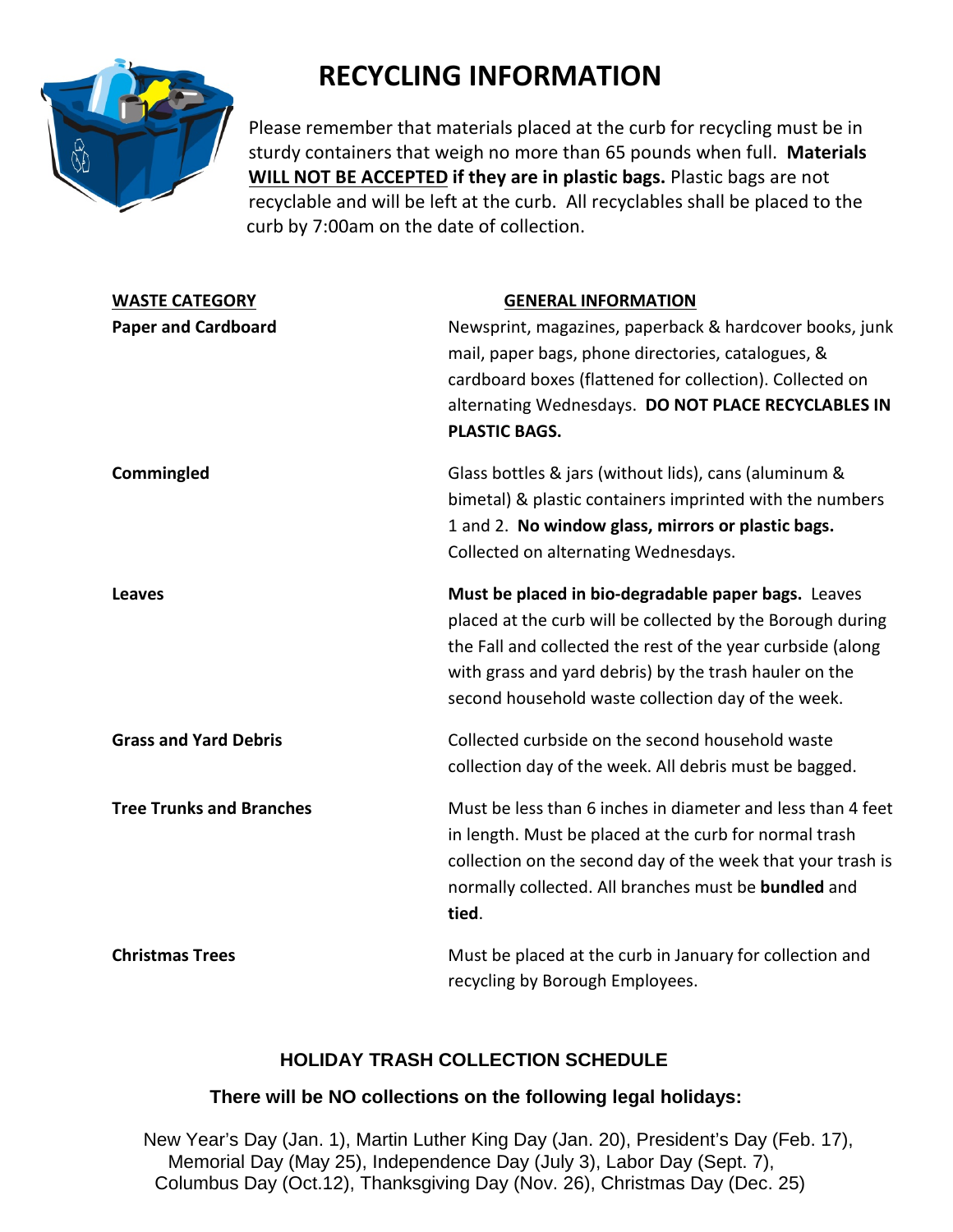# RECYCLING INFORMATION

Please remember that materials placed at the curb for recycling must be in sturdy containers that weigh no more than 65 pounds when full. **Materials WILL NOT BE ACCEPTED if they are in plastic bags.** Plastic bags are not recyclable and will be left at the curb. All recyclables shall be placed to the curb by 7:00am on the date of collection.

| WASTE CATEGORY | GENERAL INFORMATION |
| --- | --- |
| **Paper and Cardboard** | Newsprint, magazines, paperback & hardcover books, junk mail, paper bags, phone directories, catalogues, & cardboard boxes (flattened for collection). Collected on alternating Wednesdays. **DO NOT PLACE RECYCLABLES IN PLASTIC BAGS.** |
| **Commingled** | Glass bottles & jars (without lids), cans (aluminum & bimetal) & plastic containers imprinted with the numbers 1 and 2. **No window glass, mirrors or plastic bags.** Collected on alternating Wednesdays. |
| **Leaves** | **Must be placed in bio-degradable paper bags.** Leaves placed at the curb will be collected by the Borough during the Fall and collected the rest of the year curbside (along with grass and yard debris) by the trash hauler on the second household waste collection day of the week. |
| **Grass and Yard Debris** | Collected curbside on the second household waste collection day of the week. All debris must be bagged. |
| **Tree Trunks and Branches** | Must be less than 6 inches in diameter and less than 4 feet in length. Must be placed at the curb for normal trash collection on the second day of the week that your trash is normally collected. All branches must be **bundled** and **tied**. |
| **Christmas Trees** | Must be placed at the curb in January for collection and recycling by Borough Employees. |

## HOLIDAY TRASH COLLECTION SCHEDULE

**There will be NO collections on the following legal holidays:**

New Year's Day (Jan. 1), Martin Luther King Day (Jan. 20), President's Day (Feb. 17), Memorial Day (May 25), Independence Day (July 3), Labor Day (Sept. 7), Columbus Day (Oct.12), Thanksgiving Day (Nov. 26), Christmas Day (Dec. 25)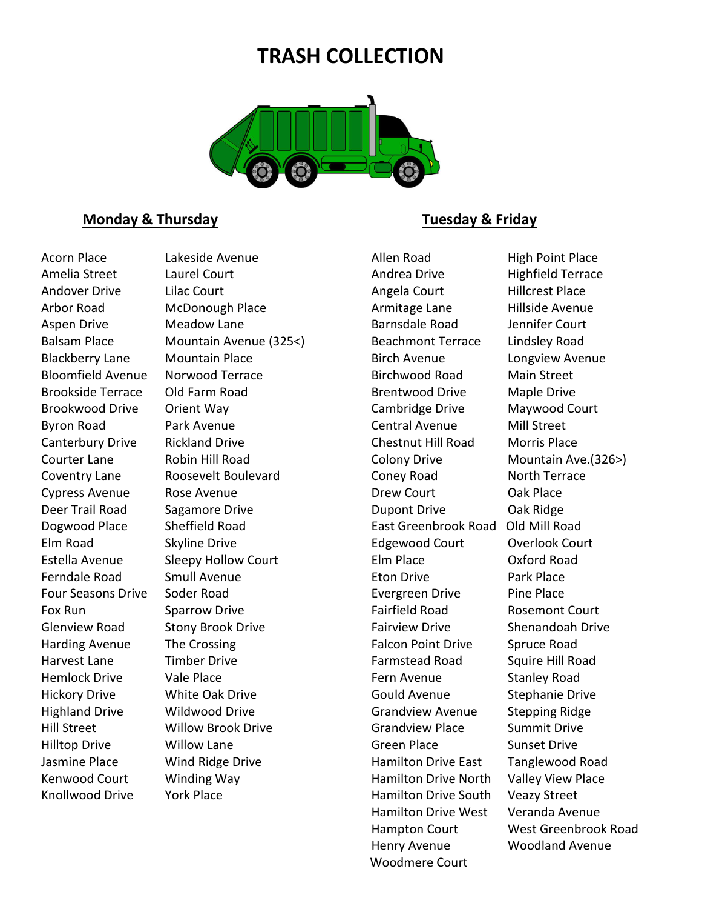# TRASH COLLECTION

## Monday & Thursday

- Acorn Place
- Amelia Street
- Andover Drive
- Arbor Road
- Aspen Drive
- Balsam Place
- Blackberry Lane
- Bloomfield Avenue
- Brookside Terrace
- Brookwood Drive
- Byron Road
- Canterbury Drive
- Courter Lane
- Coventry Lane
- Cypress Avenue
- Deer Trail Road
- Dogwood Place
- Elm Road
- Estella Avenue
- Ferndale Road
- Four Seasons Drive
- Fox Run
- Glenview Road
- Harding Avenue
- Harvest Lane
- Hemlock Drive
- Hickory Drive
- Highland Drive
- Hill Street
- Hilltop Drive
- Jasmine Place
- Kenwood Court
- Knollwood Drive
- Lakeside Avenue
- Laurel Court
- Lilac Court
- McDonough Place
- Meadow Lane
- Mountain Avenue (325<)
- Mountain Place
- Norwood Terrace
- Old Farm Road
- Orient Way
- Park Avenue
- Rickland Drive
- Robin Hill Road
- Roosevelt Boulevard
- Rose Avenue
- Sagamore Drive
- Sheffield Road
- Skyline Drive
- Sleepy Hollow Court
- Smull Avenue
- Soder Road
- Sparrow Drive
- Stony Brook Drive
- The Crossing
- Timber Drive
- Vale Place
- White Oak Drive
- Wildwood Drive
- Willow Brook Drive
- Willow Lane
- Wind Ridge Drive
- Winding Way
- York Place

## Tuesday & Friday

- Allen Road
- Andrea Drive
- Angela Court
- Armitage Lane
- Barnsdale Road
- Beachmont Terrace
- Birch Avenue
- Birchwood Road
- Brentwood Drive
- Cambridge Drive
- Central Avenue
- Chestnut Hill Road
- Colony Drive
- Coney Road
- Drew Court
- Dupont Drive
- East Greenbrook Road
- Edgewood Court
- Elm Place
- Eton Drive
- Evergreen Drive
- Fairfield Road
- Fairview Drive
- Falcon Point Drive
- Farmstead Road
- Fern Avenue
- Gould Avenue
- Grandview Avenue
- Grandview Place
- Green Place
- Hamilton Drive East
- Hamilton Drive North
- Hamilton Drive South
- Hamilton Drive West
- Hampton Court
- Henry Avenue
- Woodmere Court
- High Point Place
- Highfield Terrace
- Hillcrest Place
- Hillside Avenue
- Jennifer Court
- Lindsley Road
- Longview Avenue
- Main Street
- Maple Drive
- Maywood Court
- Mill Street
- Morris Place
- Mountain Ave.(326>)
- North Terrace
- Oak Place
- Oak Ridge
- Old Mill Road
- Overlook Court
- Oxford Road
- Park Place
- Pine Place
- Rosemont Court
- Shenandoah Drive
- Spruce Road
- Squire Hill Road
- Stanley Road
- Stephanie Drive
- Stepping Ridge
- Summit Drive
- Sunset Drive
- Tanglewood Road
- Valley View Place
- Veazy Street
- Veranda Avenue
- West Greenbrook Road
- Woodland Avenue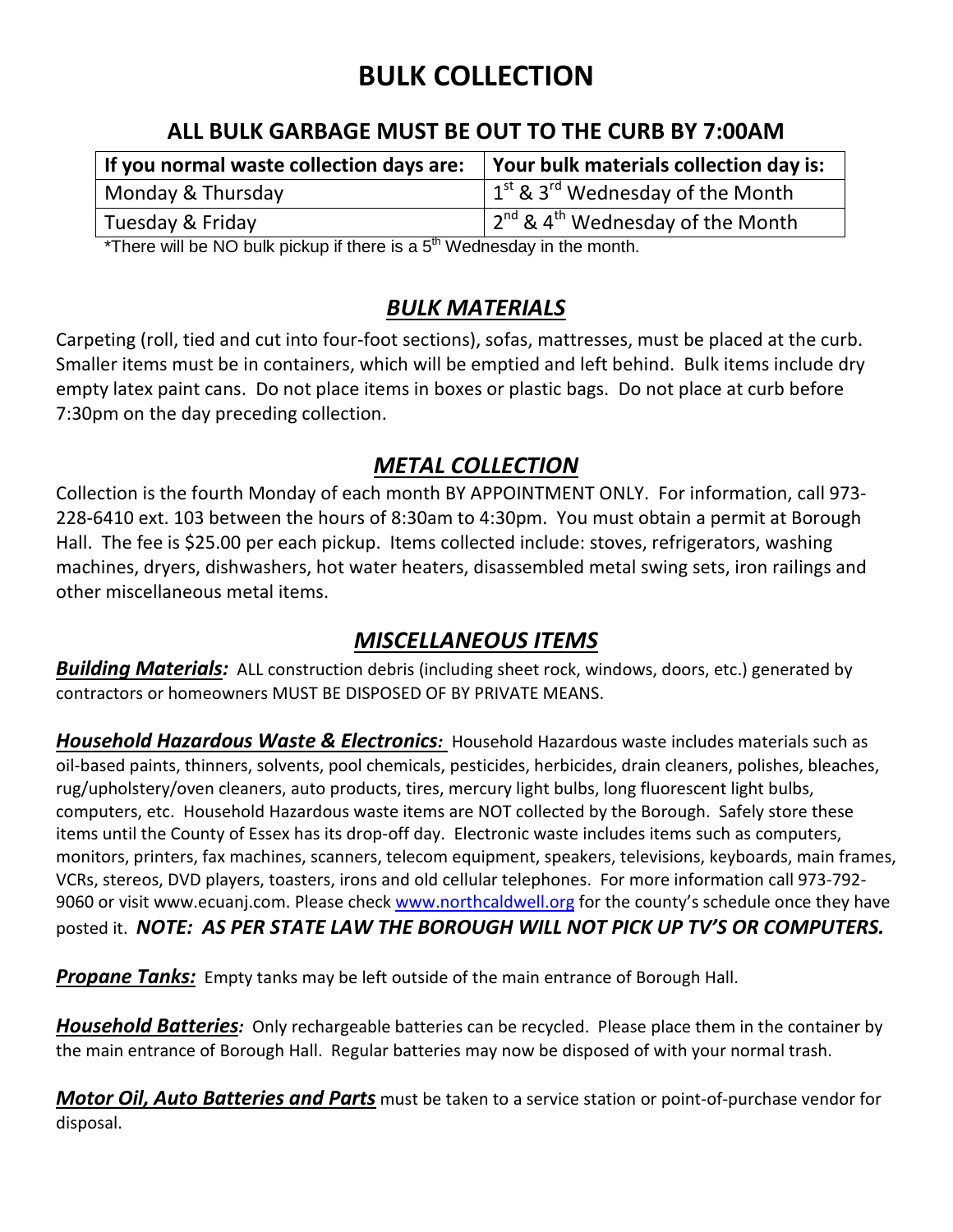# BULK COLLECTION

## ALL BULK GARBAGE MUST BE OUT TO THE CURB BY 7:00AM

| If you normal waste collection days are: | Your bulk materials collection day is: |
|---|---|
| Monday & Thursday | 1st & 3rd Wednesday of the Month |
| Tuesday & Friday | 2nd & 4th Wednesday of the Month |

*There will be NO bulk pickup if there is a 5th Wednesday in the month.

## ***BULK MATERIALS***

Carpeting (roll, tied and cut into four-foot sections), sofas, mattresses, must be placed at the curb. Smaller items must be in containers, which will be emptied and left behind. Bulk items include dry empty latex paint cans. Do not place items in boxes or plastic bags. Do not place at curb before 7:30pm on the day preceding collection.

## ***METAL COLLECTION***

Collection is the fourth Monday of each month BY APPOINTMENT ONLY. For information, call 973-228-6410 ext. 103 between the hours of 8:30am to 4:30pm. You must obtain a permit at Borough Hall. The fee is $25.00 per each pickup. Items collected include: stoves, refrigerators, washing machines, dryers, dishwashers, hot water heaters, disassembled metal swing sets, iron railings and other miscellaneous metal items.

## ***MISCELLANEOUS ITEMS***

***Building Materials:*** ALL construction debris (including sheet rock, windows, doors, etc.) generated by contractors or homeowners MUST BE DISPOSED OF BY PRIVATE MEANS.

***Household Hazardous Waste & Electronics:*** Household Hazardous waste includes materials such as oil-based paints, thinners, solvents, pool chemicals, pesticides, herbicides, drain cleaners, polishes, bleaches, rug/upholstery/oven cleaners, auto products, tires, mercury light bulbs, long fluorescent light bulbs, computers, etc. Household Hazardous waste items are NOT collected by the Borough. Safely store these items until the County of Essex has its drop-off day. Electronic waste includes items such as computers, monitors, printers, fax machines, scanners, telecom equipment, speakers, televisions, keyboards, main frames, VCRs, stereos, DVD players, toasters, irons and old cellular telephones. For more information call 973-792-9060 or visit www.ecuanj.com. Please check www.northcaldwell.org for the county's schedule once they have posted it. ***NOTE: AS PER STATE LAW THE BOROUGH WILL NOT PICK UP TV'S OR COMPUTERS.***

***Propane Tanks:*** Empty tanks may be left outside of the main entrance of Borough Hall.

***Household Batteries:*** Only rechargeable batteries can be recycled. Please place them in the container by the main entrance of Borough Hall. Regular batteries may now be disposed of with your normal trash.

***Motor Oil, Auto Batteries and Parts*** must be taken to a service station or point-of-purchase vendor for disposal.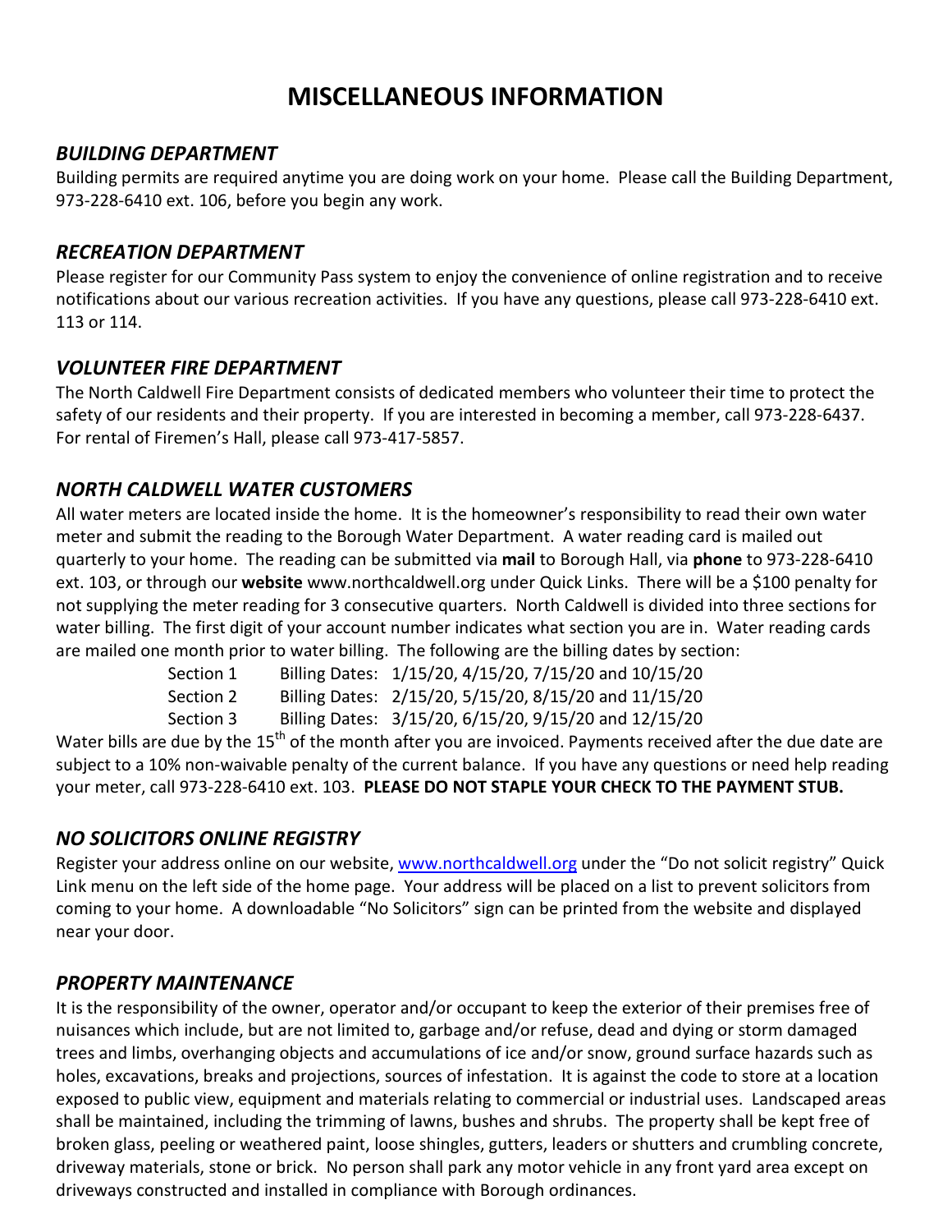# MISCELLANEOUS INFORMATION

### *BUILDING DEPARTMENT*

Building permits are required anytime you are doing work on your home. Please call the Building Department, 973-228-6410 ext. 106, before you begin any work.

### *RECREATION DEPARTMENT*

Please register for our Community Pass system to enjoy the convenience of online registration and to receive notifications about our various recreation activities. If you have any questions, please call 973-228-6410 ext. 113 or 114.

### *VOLUNTEER FIRE DEPARTMENT*

The North Caldwell Fire Department consists of dedicated members who volunteer their time to protect the safety of our residents and their property. If you are interested in becoming a member, call 973-228-6437. For rental of Firemen's Hall, please call 973-417-5857.

### *NORTH CALDWELL WATER CUSTOMERS*

All water meters are located inside the home. It is the homeowner's responsibility to read their own water meter and submit the reading to the Borough Water Department. A water reading card is mailed out quarterly to your home. The reading can be submitted via **mail** to Borough Hall, via **phone** to 973-228-6410 ext. 103, or through our **website** www.northcaldwell.org under Quick Links. There will be a $100 penalty for not supplying the meter reading for 3 consecutive quarters. North Caldwell is divided into three sections for water billing. The first digit of your account number indicates what section you are in. Water reading cards are mailed one month prior to water billing. The following are the billing dates by section:

Section 1 Billing Dates: 1/15/20, 4/15/20, 7/15/20 and 10/15/20
Section 2 Billing Dates: 2/15/20, 5/15/20, 8/15/20 and 11/15/20
Section 3 Billing Dates: 3/15/20, 6/15/20, 9/15/20 and 12/15/20

Water bills are due by the 15th of the month after you are invoiced. Payments received after the due date are subject to a 10% non-waivable penalty of the current balance. If you have any questions or need help reading your meter, call 973-228-6410 ext. 103. **PLEASE DO NOT STAPLE YOUR CHECK TO THE PAYMENT STUB.**

### *NO SOLICITORS ONLINE REGISTRY*

Register your address online on our website, www.northcaldwell.org under the "Do not solicit registry" Quick Link menu on the left side of the home page. Your address will be placed on a list to prevent solicitors from coming to your home. A downloadable "No Solicitors" sign can be printed from the website and displayed near your door.

### *PROPERTY MAINTENANCE*

It is the responsibility of the owner, operator and/or occupant to keep the exterior of their premises free of nuisances which include, but are not limited to, garbage and/or refuse, dead and dying or storm damaged trees and limbs, overhanging objects and accumulations of ice and/or snow, ground surface hazards such as holes, excavations, breaks and projections, sources of infestation. It is against the code to store at a location exposed to public view, equipment and materials relating to commercial or industrial uses. Landscaped areas shall be maintained, including the trimming of lawns, bushes and shrubs. The property shall be kept free of broken glass, peeling or weathered paint, loose shingles, gutters, leaders or shutters and crumbling concrete, driveway materials, stone or brick. No person shall park any motor vehicle in any front yard area except on driveways constructed and installed in compliance with Borough ordinances.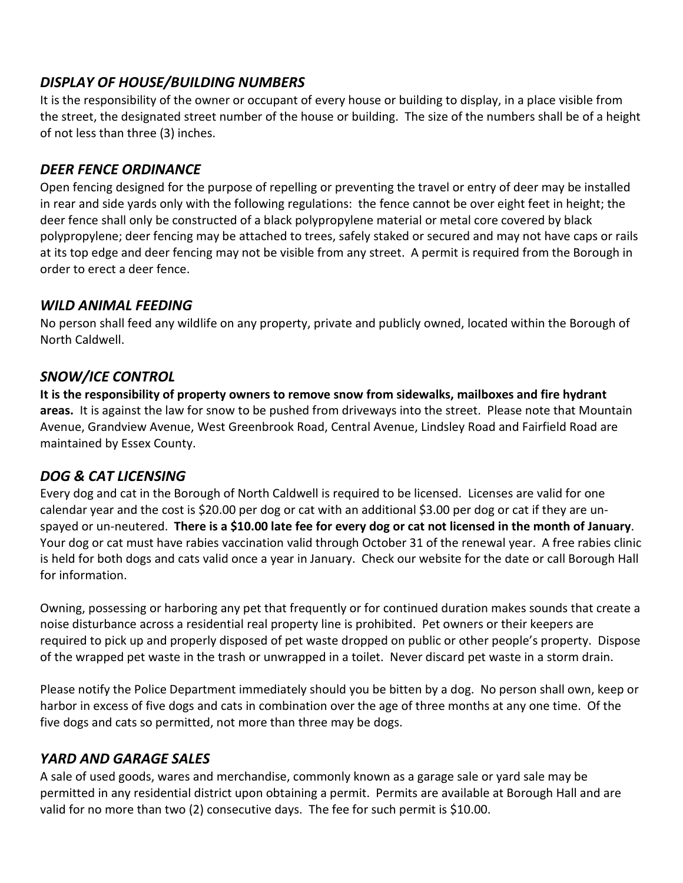## *DISPLAY OF HOUSE/BUILDING NUMBERS*

It is the responsibility of the owner or occupant of every house or building to display, in a place visible from the street, the designated street number of the house or building. The size of the numbers shall be of a height of not less than three (3) inches.

## *DEER FENCE ORDINANCE*

Open fencing designed for the purpose of repelling or preventing the travel or entry of deer may be installed in rear and side yards only with the following regulations: the fence cannot be over eight feet in height; the deer fence shall only be constructed of a black polypropylene material or metal core covered by black polypropylene; deer fencing may be attached to trees, safely staked or secured and may not have caps or rails at its top edge and deer fencing may not be visible from any street. A permit is required from the Borough in order to erect a deer fence.

## *WILD ANIMAL FEEDING*

No person shall feed any wildlife on any property, private and publicly owned, located within the Borough of North Caldwell.

## *SNOW/ICE CONTROL*

**It is the responsibility of property owners to remove snow from sidewalks, mailboxes and fire hydrant areas.** It is against the law for snow to be pushed from driveways into the street. Please note that Mountain Avenue, Grandview Avenue, West Greenbrook Road, Central Avenue, Lindsley Road and Fairfield Road are maintained by Essex County.

## *DOG & CAT LICENSING*

Every dog and cat in the Borough of North Caldwell is required to be licensed. Licenses are valid for one calendar year and the cost is $20.00 per dog or cat with an additional $3.00 per dog or cat if they are un-spayed or un-neutered. **There is a $10.00 late fee for every dog or cat not licensed in the month of January**. Your dog or cat must have rabies vaccination valid through October 31 of the renewal year. A free rabies clinic is held for both dogs and cats valid once a year in January. Check our website for the date or call Borough Hall for information.

Owning, possessing or harboring any pet that frequently or for continued duration makes sounds that create a noise disturbance across a residential real property line is prohibited. Pet owners or their keepers are required to pick up and properly disposed of pet waste dropped on public or other people's property. Dispose of the wrapped pet waste in the trash or unwrapped in a toilet. Never discard pet waste in a storm drain.

Please notify the Police Department immediately should you be bitten by a dog. No person shall own, keep or harbor in excess of five dogs and cats in combination over the age of three months at any one time. Of the five dogs and cats so permitted, not more than three may be dogs.

## *YARD AND GARAGE SALES*

A sale of used goods, wares and merchandise, commonly known as a garage sale or yard sale may be permitted in any residential district upon obtaining a permit. Permits are available at Borough Hall and are valid for no more than two (2) consecutive days. The fee for such permit is $10.00.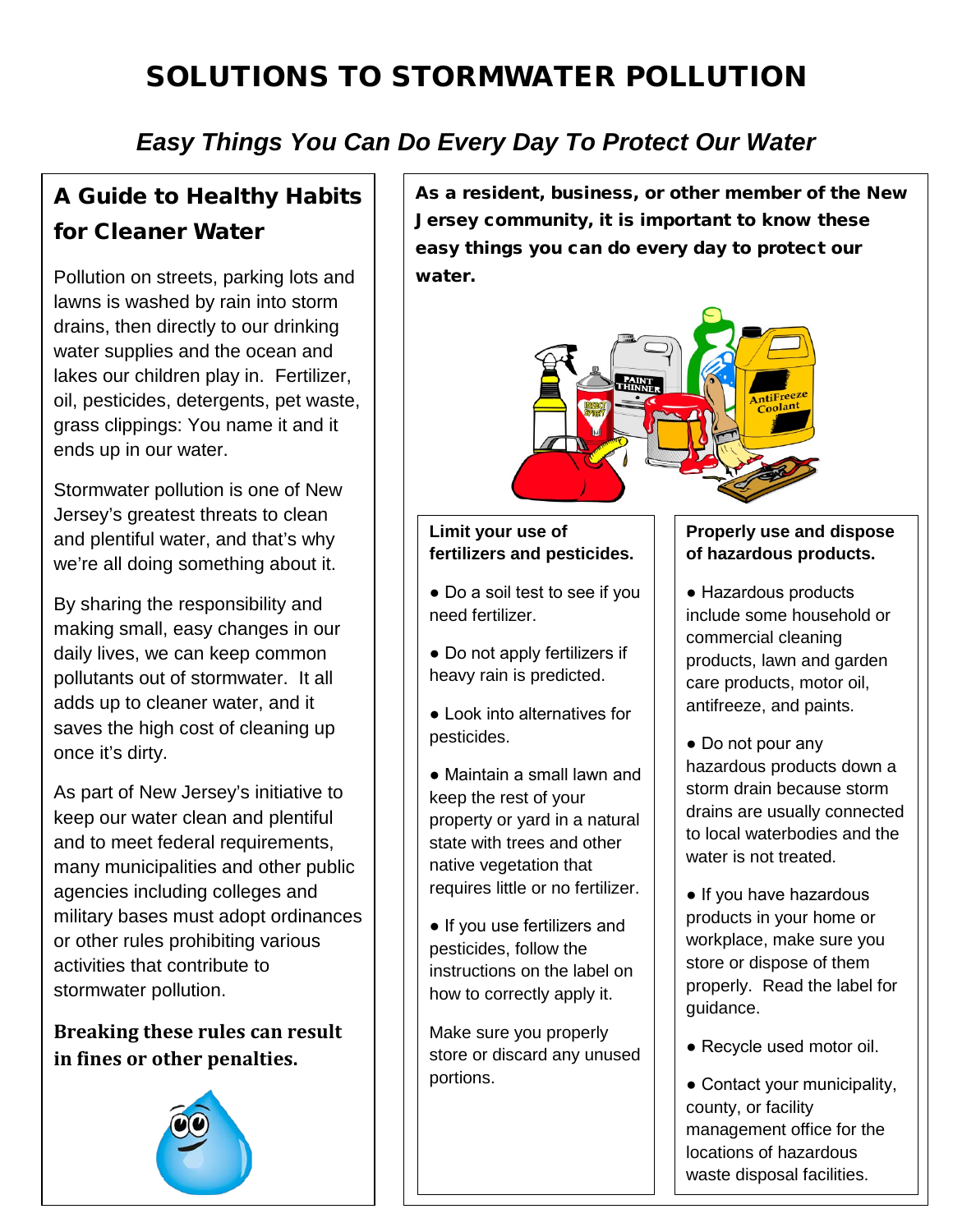# SOLUTIONS TO STORMWATER POLLUTION

### *Easy Things You Can Do Every Day To Protect Our Water*

## A Guide to Healthy Habits for Cleaner Water

Pollution on streets, parking lots and lawns is washed by rain into storm drains, then directly to our drinking water supplies and the ocean and lakes our children play in. Fertilizer, oil, pesticides, detergents, pet waste, grass clippings: You name it and it ends up in our water.

Stormwater pollution is one of New Jersey's greatest threats to clean and plentiful water, and that's why we're all doing something about it.

By sharing the responsibility and making small, easy changes in our daily lives, we can keep common pollutants out of stormwater. It all adds up to cleaner water, and it saves the high cost of cleaning up once it's dirty.

As part of New Jersey's initiative to keep our water clean and plentiful and to meet federal requirements, many municipalities and other public agencies including colleges and military bases must adopt ordinances or other rules prohibiting various activities that contribute to stormwater pollution.

**Breaking these rules can result in fines or other penalties.**

**As a resident, business, or other member of the New Jersey community, it is important to know these easy things you can do every day to protect our water.**

### Limit your use of fertilizers and pesticides.

- Do a soil test to see if you need fertilizer.
- Do not apply fertilizers if heavy rain is predicted.
- Look into alternatives for pesticides.
- Maintain a small lawn and keep the rest of your property or yard in a natural state with trees and other native vegetation that requires little or no fertilizer.
- If you use fertilizers and pesticides, follow the instructions on the label on how to correctly apply it.

Make sure you properly store or discard any unused portions.

### Properly use and dispose of hazardous products.

- Hazardous products include some household or commercial cleaning products, lawn and garden care products, motor oil, antifreeze, and paints.
- Do not pour any hazardous products down a storm drain because storm drains are usually connected to local waterbodies and the water is not treated.
- If you have hazardous products in your home or workplace, make sure you store or dispose of them properly. Read the label for guidance.
- Recycle used motor oil.
- Contact your municipality, county, or facility management office for the locations of hazardous waste disposal facilities.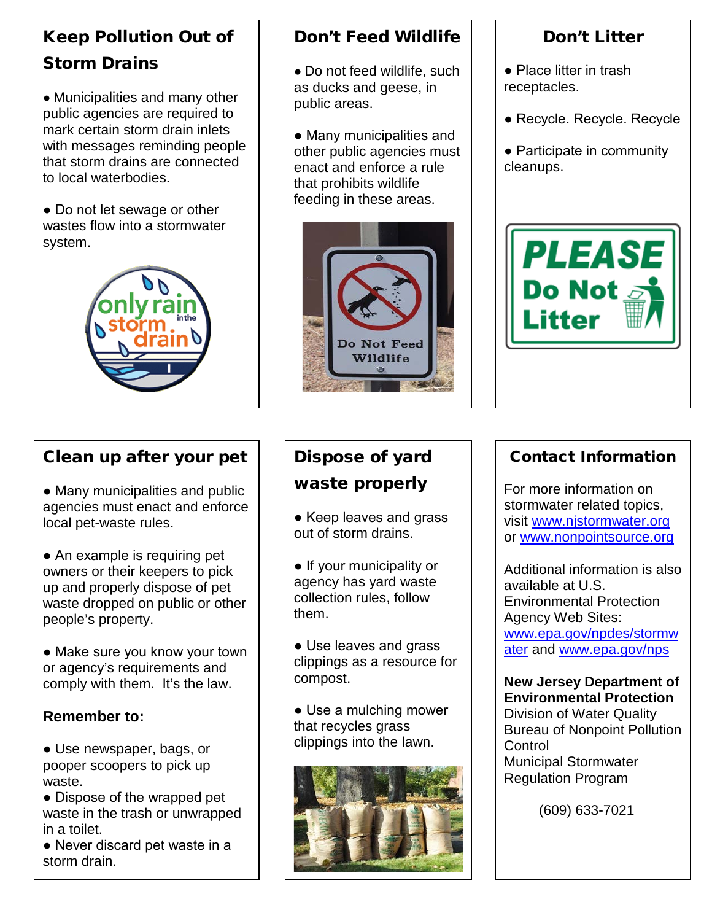## Keep Pollution Out of Storm Drains

- Municipalities and many other public agencies are required to mark certain storm drain inlets with messages reminding people that storm drains are connected to local waterbodies.
- Do not let sewage or other wastes flow into a stormwater system.

## Don't Feed Wildlife

- Do not feed wildlife, such as ducks and geese, in public areas.
- Many municipalities and other public agencies must enact and enforce a rule that prohibits wildlife feeding in these areas.

## Don't Litter

- Place litter in trash receptacles.
- Recycle. Recycle. Recycle
- Participate in community cleanups.

## Clean up after your pet

- Many municipalities and public agencies must enact and enforce local pet-waste rules.
- An example is requiring pet owners or their keepers to pick up and properly dispose of pet waste dropped on public or other people's property.
- Make sure you know your town or agency's requirements and comply with them. It's the law.

**Remember to:**

- Use newspaper, bags, or pooper scoopers to pick up waste.
- Dispose of the wrapped pet waste in the trash or unwrapped in a toilet.
- Never discard pet waste in a storm drain.

## Dispose of yard waste properly

- Keep leaves and grass out of storm drains.
- If your municipality or agency has yard waste collection rules, follow them.
- Use leaves and grass clippings as a resource for compost.
- Use a mulching mower that recycles grass clippings into the lawn.

## Contact Information

For more information on stormwater related topics, visit www.njstormwater.org or www.nonpointsource.org

Additional information is also available at U.S. Environmental Protection Agency Web Sites: www.epa.gov/npdes/stormwater and www.epa.gov/nps

**New Jersey Department of Environmental Protection**
Division of Water Quality
Bureau of Nonpoint Pollution Control
Municipal Stormwater Regulation Program

(609) 633-7021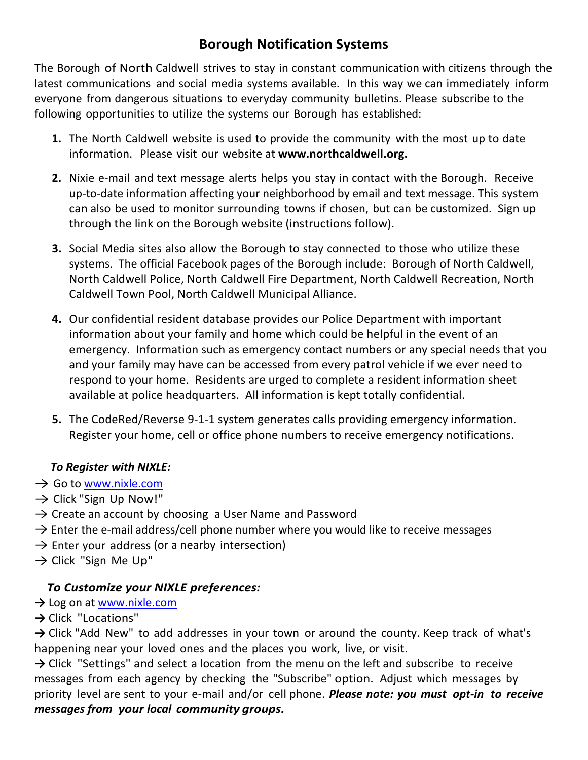# Borough Notification Systems

The Borough of North Caldwell strives to stay in constant communication with citizens through the latest communications and social media systems available. In this way we can immediately inform everyone from dangerous situations to everyday community bulletins. Please subscribe to the following opportunities to utilize the systems our Borough has established:

1. The North Caldwell website is used to provide the community with the most up to date information. Please visit our website at **www.northcaldwell.org.**

2. Nixie e-mail and text message alerts helps you stay in contact with the Borough. Receive up-to-date information affecting your neighborhood by email and text message. This system can also be used to monitor surrounding towns if chosen, but can be customized. Sign up through the link on the Borough website (instructions follow).

3. Social Media sites also allow the Borough to stay connected to those who utilize these systems. The official Facebook pages of the Borough include: Borough of North Caldwell, North Caldwell Police, North Caldwell Fire Department, North Caldwell Recreation, North Caldwell Town Pool, North Caldwell Municipal Alliance.

4. Our confidential resident database provides our Police Department with important information about your family and home which could be helpful in the event of an emergency. Information such as emergency contact numbers or any special needs that you and your family may have can be accessed from every patrol vehicle if we ever need to respond to your home. Residents are urged to complete a resident information sheet available at police headquarters. All information is kept totally confidential.

5. The CodeRed/Reverse 9-1-1 system generates calls providing emergency information. Register your home, cell or office phone numbers to receive emergency notifications.

***To Register with NIXLE:***

→ Go to www.nixle.com
→ Click "Sign Up Now!"
→ Create an account by choosing a User Name and Password
→ Enter the e-mail address/cell phone number where you would like to receive messages
→ Enter your address (or a nearby intersection)
→ Click "Sign Me Up"

***To Customize your NIXLE preferences:***

→ Log on at www.nixle.com
→ Click "Locations"
→ Click "Add New" to add addresses in your town or around the county. Keep track of what's happening near your loved ones and the places you work, live, or visit.
→ Click "Settings" and select a location from the menu on the left and subscribe to receive messages from each agency by checking the "Subscribe" option. Adjust which messages by priority level are sent to your e-mail and/or cell phone. ***Please note: you must opt-in to receive messages from your local community groups.***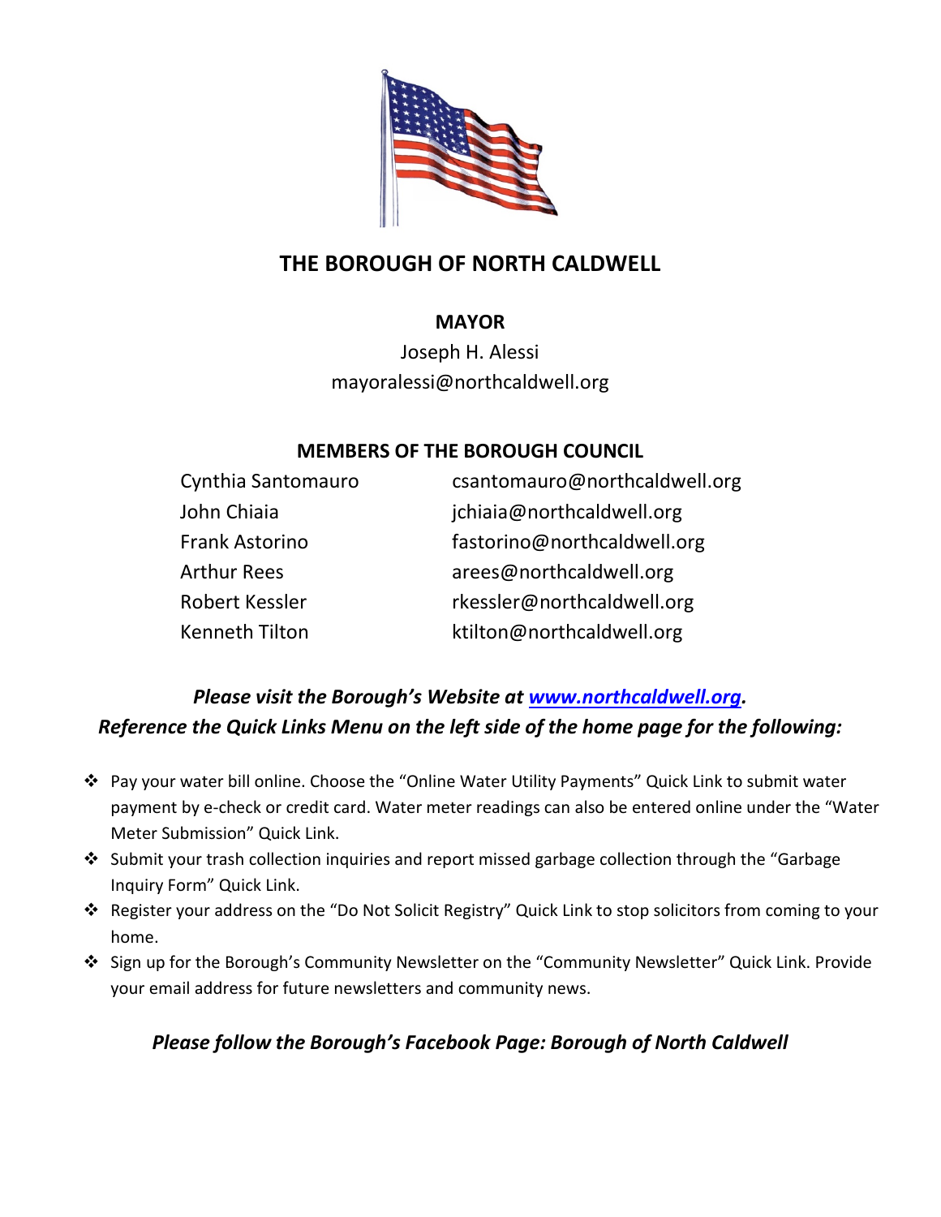# THE BOROUGH OF NORTH CALDWELL

## MAYOR

Joseph H. Alessi
mayoralessi@northcaldwell.org

## MEMBERS OF THE BOROUGH COUNCIL

| | |
|---|---|
| Cynthia Santomauro | csantomauro@northcaldwell.org |
| John Chiaia | jchiaia@northcaldwell.org |
| Frank Astorino | fastorino@northcaldwell.org |
| Arthur Rees | arees@northcaldwell.org |
| Robert Kessler | rkessler@northcaldwell.org |
| Kenneth Tilton | ktilton@northcaldwell.org |

***Please visit the Borough's Website at [www.northcaldwell.org](http://www.northcaldwell.org).***
***Reference the Quick Links Menu on the left side of the home page for the following:***

- Pay your water bill online. Choose the "Online Water Utility Payments" Quick Link to submit water payment by e-check or credit card. Water meter readings can also be entered online under the "Water Meter Submission" Quick Link.
- Submit your trash collection inquiries and report missed garbage collection through the "Garbage Inquiry Form" Quick Link.
- Register your address on the "Do Not Solicit Registry" Quick Link to stop solicitors from coming to your home.
- Sign up for the Borough's Community Newsletter on the "Community Newsletter" Quick Link. Provide your email address for future newsletters and community news.

***Please follow the Borough's Facebook Page: Borough of North Caldwell***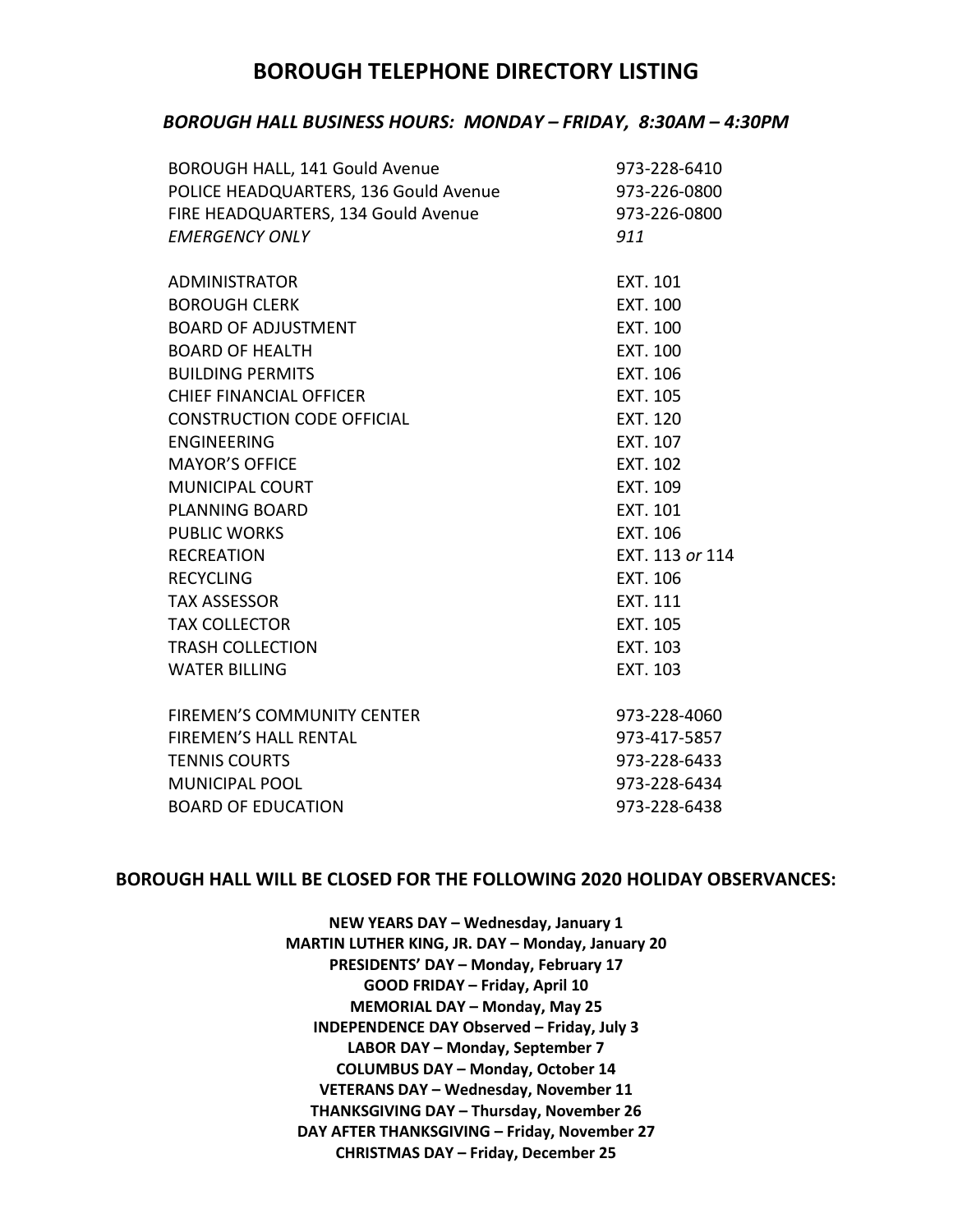# BOROUGH TELEPHONE DIRECTORY LISTING

***BOROUGH HALL BUSINESS HOURS: MONDAY – FRIDAY, 8:30AM – 4:30PM***

| | |
|---|---|
| BOROUGH HALL, 141 Gould Avenue | 973-228-6410 |
| POLICE HEADQUARTERS, 136 Gould Avenue | 973-226-0800 |
| FIRE HEADQUARTERS, 134 Gould Avenue | 973-226-0800 |
| *EMERGENCY ONLY* | *911* |
| | |
| ADMINISTRATOR | EXT. 101 |
| BOROUGH CLERK | EXT. 100 |
| BOARD OF ADJUSTMENT | EXT. 100 |
| BOARD OF HEALTH | EXT. 100 |
| BUILDING PERMITS | EXT. 106 |
| CHIEF FINANCIAL OFFICER | EXT. 105 |
| CONSTRUCTION CODE OFFICIAL | EXT. 120 |
| ENGINEERING | EXT. 107 |
| MAYOR'S OFFICE | EXT. 102 |
| MUNICIPAL COURT | EXT. 109 |
| PLANNING BOARD | EXT. 101 |
| PUBLIC WORKS | EXT. 106 |
| RECREATION | EXT. 113 *or* 114 |
| RECYCLING | EXT. 106 |
| TAX ASSESSOR | EXT. 111 |
| TAX COLLECTOR | EXT. 105 |
| TRASH COLLECTION | EXT. 103 |
| WATER BILLING | EXT. 103 |
| | |
| FIREMEN'S COMMUNITY CENTER | 973-228-4060 |
| FIREMEN'S HALL RENTAL | 973-417-5857 |
| TENNIS COURTS | 973-228-6433 |
| MUNICIPAL POOL | 973-228-6434 |
| BOARD OF EDUCATION | 973-228-6438 |

## BOROUGH HALL WILL BE CLOSED FOR THE FOLLOWING 2020 HOLIDAY OBSERVANCES:

**NEW YEARS DAY – Wednesday, January 1**
**MARTIN LUTHER KING, JR. DAY – Monday, January 20**
**PRESIDENTS' DAY – Monday, February 17**
**GOOD FRIDAY – Friday, April 10**
**MEMORIAL DAY – Monday, May 25**
**INDEPENDENCE DAY Observed – Friday, July 3**
**LABOR DAY – Monday, September 7**
**COLUMBUS DAY – Monday, October 14**
**VETERANS DAY – Wednesday, November 11**
**THANKSGIVING DAY – Thursday, November 26**
**DAY AFTER THANKSGIVING – Friday, November 27**
**CHRISTMAS DAY – Friday, December 25**